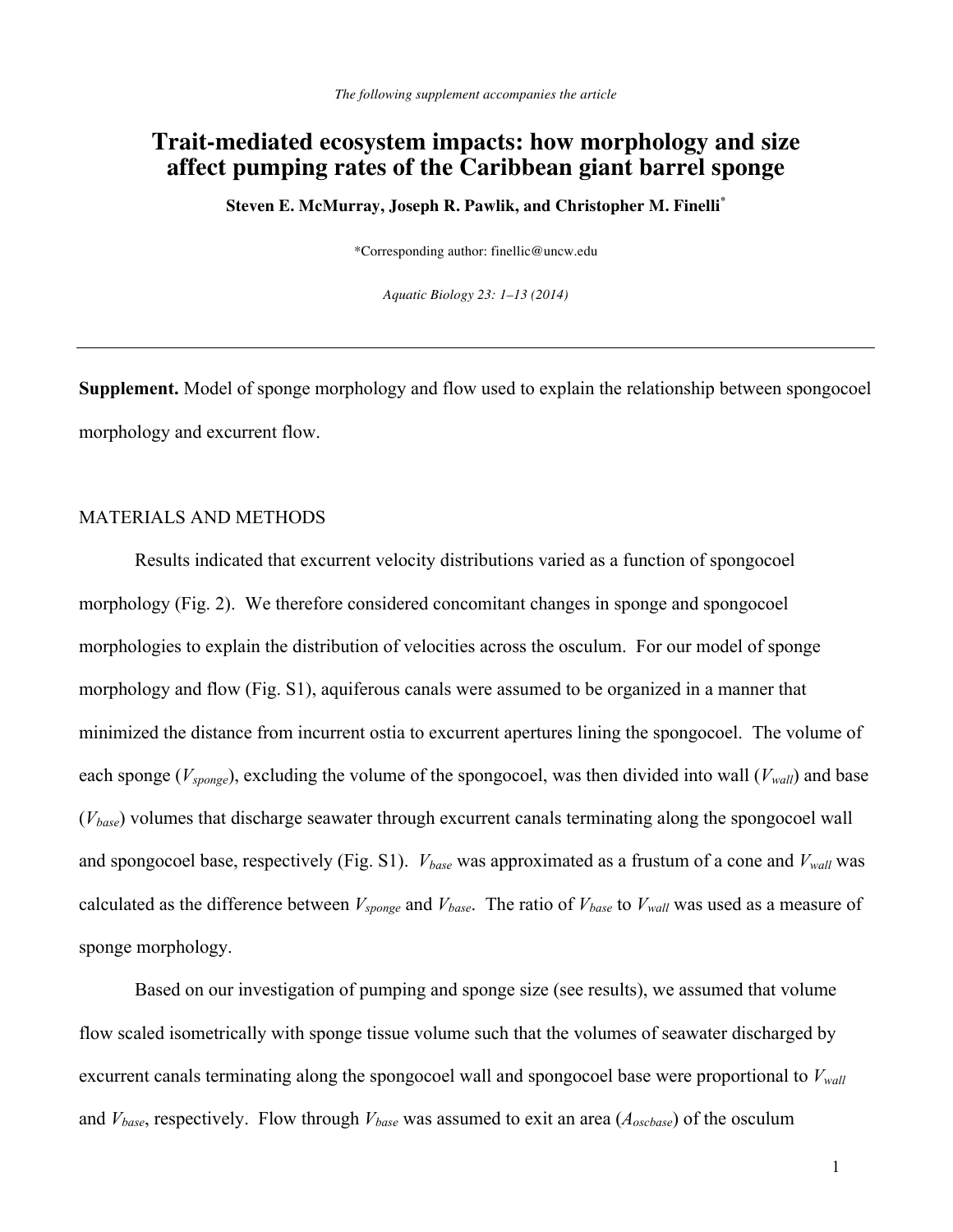*The following supplement accompanies the article*

# Trait-mediated ecosystem impacts: how morphology and size affect pumping rates of the Caribbean giant barrel sponge

**Steven E. McMurray, Joseph R. Pawlik, and Christopher M. Finelli***

*Corresponding author: finellic@uncw.edu

*Aquatic Biology 23: 1–13 (2014)*

---

**Supplement.** Model of sponge morphology and flow used to explain the relationship between spongocoel morphology and excurrent flow.

## MATERIALS AND METHODS

Results indicated that excurrent velocity distributions varied as a function of spongocoel morphology (Fig. 2). We therefore considered concomitant changes in sponge and spongocoel morphologies to explain the distribution of velocities across the osculum. For our model of sponge morphology and flow (Fig. S1), aquiferous canals were assumed to be organized in a manner that minimized the distance from incurrent ostia to excurrent apertures lining the spongocoel. The volume of each sponge ($V_{sponge}$), excluding the volume of the spongocoel, was then divided into wall ($V_{wall}$) and base ($V_{base}$) volumes that discharge seawater through excurrent canals terminating along the spongocoel wall and spongocoel base, respectively (Fig. S1). $V_{base}$ was approximated as a frustum of a cone and $V_{wall}$ was calculated as the difference between $V_{sponge}$ and $V_{base}$. The ratio of $V_{base}$ to $V_{wall}$ was used as a measure of sponge morphology.

Based on our investigation of pumping and sponge size (see results), we assumed that volume flow scaled isometrically with sponge tissue volume such that the volumes of seawater discharged by excurrent canals terminating along the spongocoel wall and spongocoel base were proportional to $V_{wall}$ and $V_{base}$, respectively. Flow through $V_{base}$ was assumed to exit an area ($A_{oscbase}$) of the osculum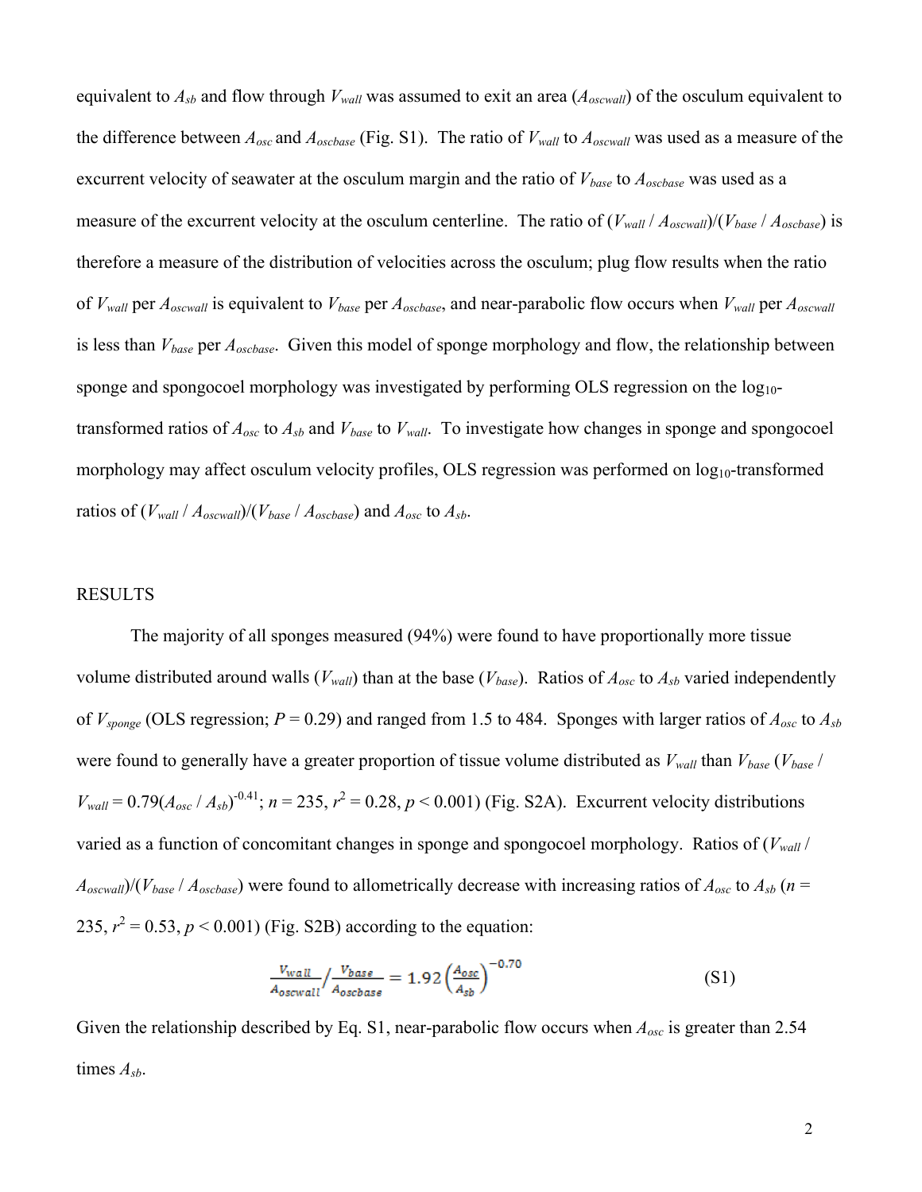equivalent to $A_{sb}$ and flow through $V_{wall}$ was assumed to exit an area ($A_{oscwall}$) of the osculum equivalent to the difference between $A_{osc}$ and $A_{oscbase}$ (Fig. S1). The ratio of $V_{wall}$ to $A_{oscwall}$ was used as a measure of the excurrent velocity of seawater at the osculum margin and the ratio of $V_{base}$ to $A_{oscbase}$ was used as a measure of the excurrent velocity at the osculum centerline. The ratio of $(V_{wall} / A_{oscwall})/(V_{base} / A_{oscbase})$ is therefore a measure of the distribution of velocities across the osculum; plug flow results when the ratio of $V_{wall}$ per $A_{oscwall}$ is equivalent to $V_{base}$ per $A_{oscbase}$, and near-parabolic flow occurs when $V_{wall}$ per $A_{oscwall}$ is less than $V_{base}$ per $A_{oscbase}$. Given this model of sponge morphology and flow, the relationship between sponge and spongocoel morphology was investigated by performing OLS regression on the $\log_{10}$-transformed ratios of $A_{osc}$ to $A_{sb}$ and $V_{base}$ to $V_{wall}$. To investigate how changes in sponge and spongocoel morphology may affect osculum velocity profiles, OLS regression was performed on $\log_{10}$-transformed ratios of $(V_{wall} / A_{oscwall})/(V_{base} / A_{oscbase})$ and $A_{osc}$ to $A_{sb}$.

## RESULTS

The majority of all sponges measured (94%) were found to have proportionally more tissue volume distributed around walls ($V_{wall}$) than at the base ($V_{base}$). Ratios of $A_{osc}$ to $A_{sb}$ varied independently of $V_{sponge}$ (OLS regression; $P = 0.29$) and ranged from 1.5 to 484. Sponges with larger ratios of $A_{osc}$ to $A_{sb}$ were found to generally have a greater proportion of tissue volume distributed as $V_{wall}$ than $V_{base}$ ($V_{base} / V_{wall} = 0.79(A_{osc} / A_{sb})^{-0.41}$; $n = 235$, $r^2 = 0.28$, $p < 0.001$) (Fig. S2A). Excurrent velocity distributions varied as a function of concomitant changes in sponge and spongocoel morphology. Ratios of $(V_{wall} / A_{oscwall})/(V_{base} / A_{oscbase})$ were found to allometrically decrease with increasing ratios of $A_{osc}$ to $A_{sb}$ ($n = 235$, $r^2 = 0.53$, $p < 0.001$) (Fig. S2B) according to the equation:

$$\frac{V_{wall}}{A_{oscwall}} \Big/ \frac{V_{base}}{A_{oscbase}} = 1.92\left(\frac{A_{osc}}{A_{sb}}\right)^{-0.70} \tag{S1}$$

Given the relationship described by Eq. S1, near-parabolic flow occurs when $A_{osc}$ is greater than 2.54 times $A_{sb}$.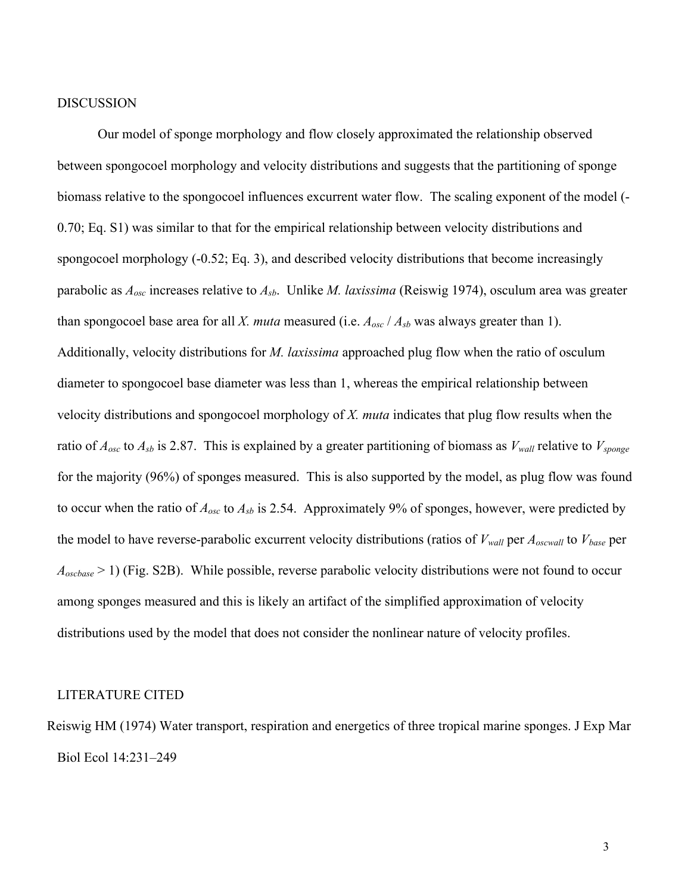## DISCUSSION

Our model of sponge morphology and flow closely approximated the relationship observed between spongocoel morphology and velocity distributions and suggests that the partitioning of sponge biomass relative to the spongocoel influences excurrent water flow. The scaling exponent of the model (-0.70; Eq. S1) was similar to that for the empirical relationship between velocity distributions and spongocoel morphology (-0.52; Eq. 3), and described velocity distributions that become increasingly parabolic as $A_{osc}$ increases relative to $A_{sb}$. Unlike *M. laxissima* (Reiswig 1974), osculum area was greater than spongocoel base area for all *X. muta* measured (i.e. $A_{osc}$ / $A_{sb}$ was always greater than 1). Additionally, velocity distributions for *M. laxissima* approached plug flow when the ratio of osculum diameter to spongocoel base diameter was less than 1, whereas the empirical relationship between velocity distributions and spongocoel morphology of *X. muta* indicates that plug flow results when the ratio of $A_{osc}$ to $A_{sb}$ is 2.87. This is explained by a greater partitioning of biomass as $V_{wall}$ relative to $V_{sponge}$ for the majority (96%) of sponges measured. This is also supported by the model, as plug flow was found to occur when the ratio of $A_{osc}$ to $A_{sb}$ is 2.54. Approximately 9% of sponges, however, were predicted by the model to have reverse-parabolic excurrent velocity distributions (ratios of $V_{wall}$ per $A_{oscwall}$ to $V_{base}$ per $A_{oscbase} > 1$) (Fig. S2B). While possible, reverse parabolic velocity distributions were not found to occur among sponges measured and this is likely an artifact of the simplified approximation of velocity distributions used by the model that does not consider the nonlinear nature of velocity profiles.

## LITERATURE CITED

Reiswig HM (1974) Water transport, respiration and energetics of three tropical marine sponges. J Exp Mar Biol Ecol 14:231–249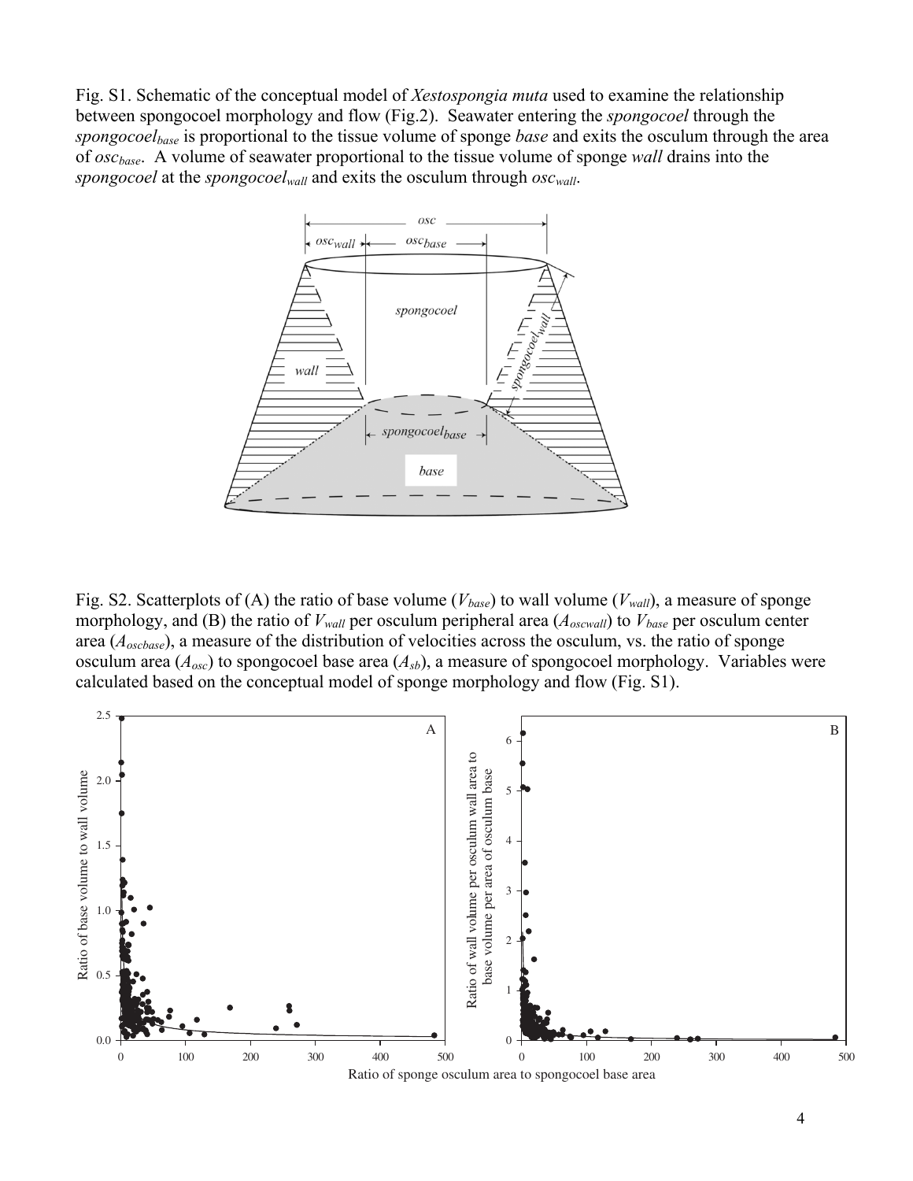Fig. S1. Schematic of the conceptual model of *Xestospongia muta* used to examine the relationship between spongocoel morphology and flow (Fig.2). Seawater entering the *spongocoel* through the $spongocoel_{base}$ is proportional to the tissue volume of sponge *base* and exits the osculum through the area of $osc_{base}$. A volume of seawater proportional to the tissue volume of sponge *wall* drains into the *spongocoel* at the $spongocoel_{wall}$ and exits the osculum through $osc_{wall}$.

osc

$osc_{wall}$

$osc_{base}$

spongocoel

wall

$spongocoel_{wall}$

$spongocoel_{base}$

base

Fig. S2. Scatterplots of (A) the ratio of base volume ($V_{base}$) to wall volume ($V_{wall}$), a measure of sponge morphology, and (B) the ratio of $V_{wall}$ per osculum peripheral area ($A_{oscwall}$) to $V_{base}$ per osculum center area ($A_{oscbase}$), a measure of the distribution of velocities across the osculum, vs. the ratio of sponge osculum area ($A_{osc}$) to spongocoel base area ($A_{sb}$), a measure of spongocoel morphology. Variables were calculated based on the conceptual model of sponge morphology and flow (Fig. S1).

A

Ratio of base volume to wall volume

0.0, 0.5, 1.0, 1.5, 2.0, 2.5

0, 100, 200, 300, 400, 500

B

Ratio of wall volume per osculum wall area to base volume per area of osculum base

0, 1, 2, 3, 4, 5, 6

0, 100, 200, 300, 400, 500

Ratio of sponge osculum area to spongocoel base area